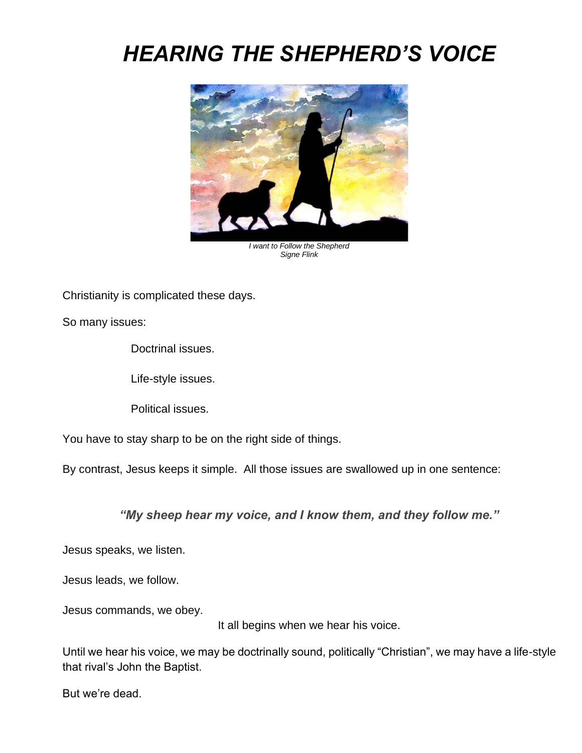# *HEARING THE SHEPHERD'S VOICE*

*I want to Follow the Shepherd*
*Signe Flink*

Christianity is complicated these days.

So many issues:

Doctrinal issues.

Life-style issues.

Political issues.

You have to stay sharp to be on the right side of things.

By contrast, Jesus keeps it simple. All those issues are swallowed up in one sentence:

***"My sheep hear my voice, and I know them, and they follow me."***

Jesus speaks, we listen.

Jesus leads, we follow.

Jesus commands, we obey.

It all begins when we hear his voice.

Until we hear his voice, we may be doctrinally sound, politically "Christian", we may have a life-style that rival's John the Baptist.

But we're dead.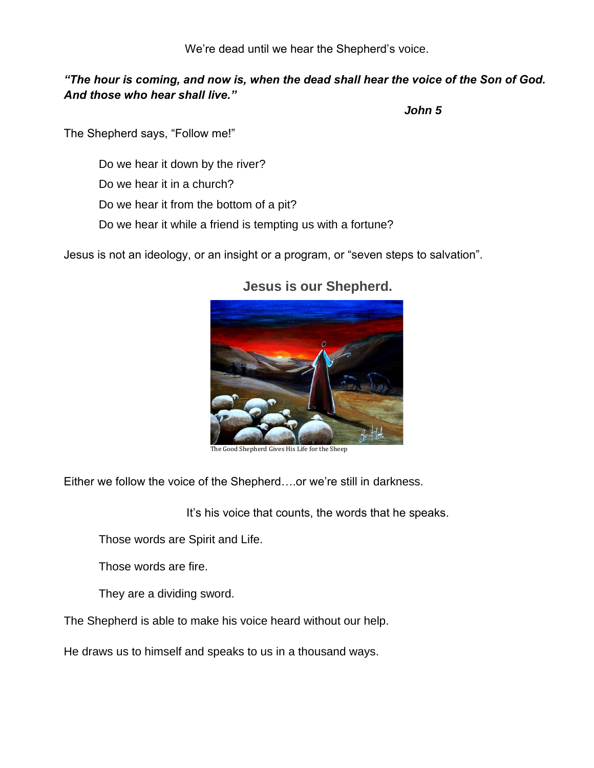We're dead until we hear the Shepherd's voice.

***"The hour is coming, and now is, when the dead shall hear the voice of the Son of God. And those who hear shall live."***

***John 5***

The Shepherd says, "Follow me!"

Do we hear it down by the river?

Do we hear it in a church?

Do we hear it from the bottom of a pit?

Do we hear it while a friend is tempting us with a fortune?

Jesus is not an ideology, or an insight or a program, or "seven steps to salvation".

**Jesus is our Shepherd.**

The Good Shepherd Gives His Life for the Sheep

Either we follow the voice of the Shepherd….or we're still in darkness.

It's his voice that counts, the words that he speaks.

Those words are Spirit and Life.

Those words are fire.

They are a dividing sword.

The Shepherd is able to make his voice heard without our help.

He draws us to himself and speaks to us in a thousand ways.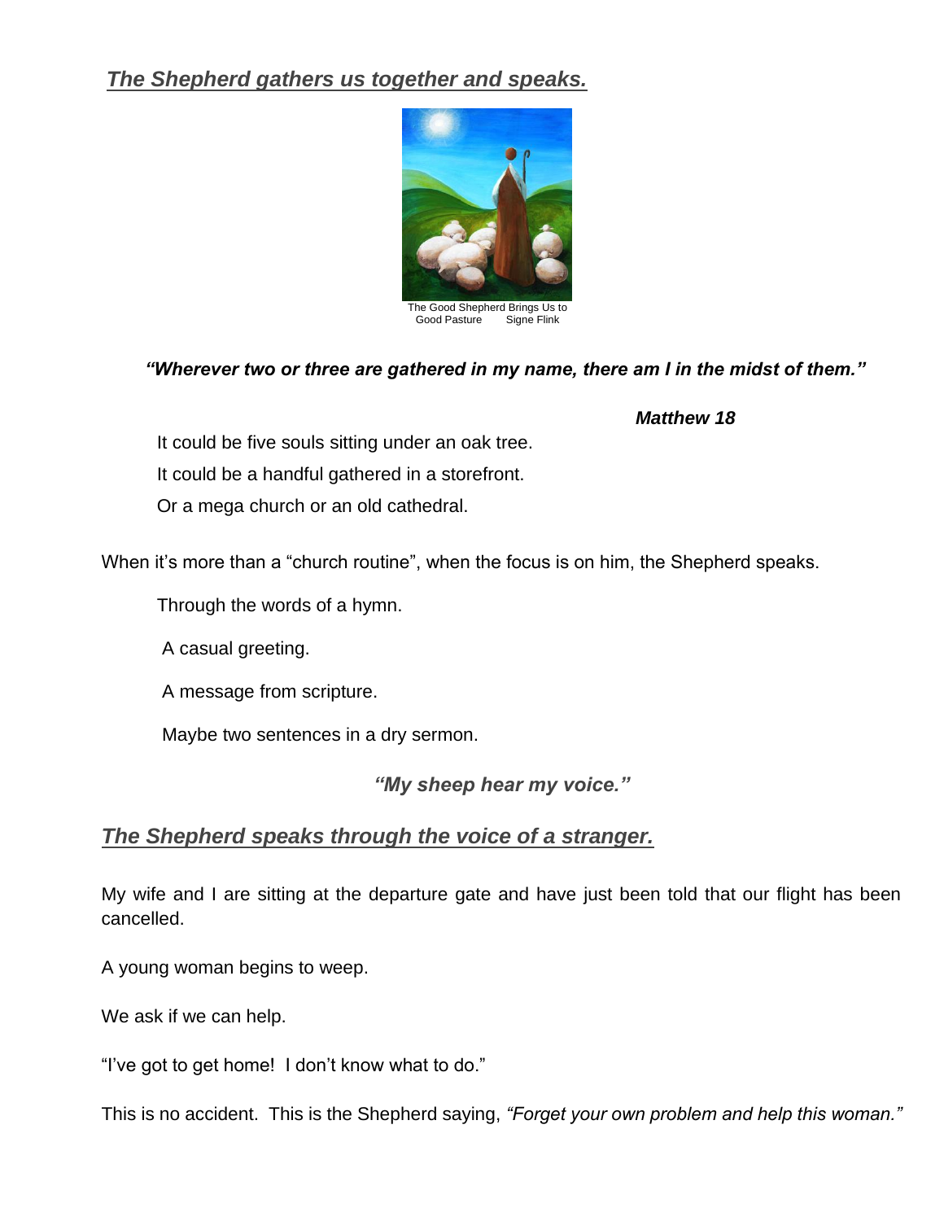## ***The Shepherd gathers us together and speaks.***

The Good Shepherd Brings Us to Good Pasture     Signe Flink

***"Wherever two or three are gathered in my name, there am I in the midst of them."***

***Matthew 18***

It could be five souls sitting under an oak tree.

It could be a handful gathered in a storefront.

Or a mega church or an old cathedral.

When it's more than a "church routine", when the focus is on him, the Shepherd speaks.

Through the words of a hymn.

A casual greeting.

A message from scripture.

Maybe two sentences in a dry sermon.

***"My sheep hear my voice."***

## ***The Shepherd speaks through the voice of a stranger.***

My wife and I are sitting at the departure gate and have just been told that our flight has been cancelled.

A young woman begins to weep.

We ask if we can help.

"I've got to get home! I don't know what to do."

This is no accident. This is the Shepherd saying, *"Forget your own problem and help this woman."*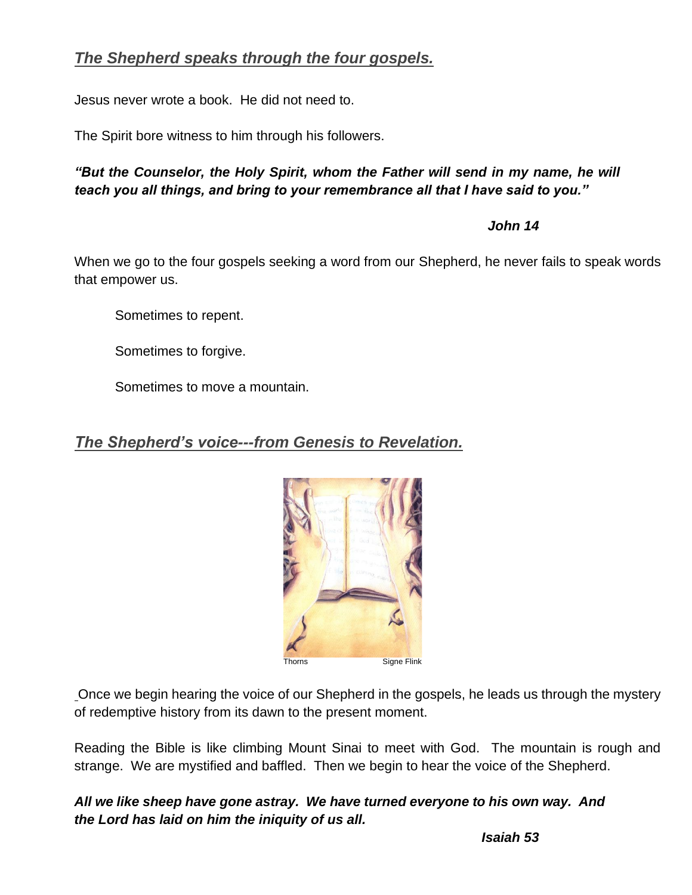## *The Shepherd speaks through the four gospels.*

Jesus never wrote a book. He did not need to.

The Spirit bore witness to him through his followers.

***"But the Counselor, the Holy Spirit, whom the Father will send in my name, he will teach you all things, and bring to your remembrance all that I have said to you."***

***John 14***

When we go to the four gospels seeking a word from our Shepherd, he never fails to speak words that empower us.

Sometimes to repent.

Sometimes to forgive.

Sometimes to move a mountain.

## *The Shepherd's voice---from Genesis to Revelation.*

Thorns Signe Flink

Once we begin hearing the voice of our Shepherd in the gospels, he leads us through the mystery of redemptive history from its dawn to the present moment.

Reading the Bible is like climbing Mount Sinai to meet with God. The mountain is rough and strange. We are mystified and baffled. Then we begin to hear the voice of the Shepherd.

***All we like sheep have gone astray. We have turned everyone to his own way. And the Lord has laid on him the iniquity of us all.***

***Isaiah 53***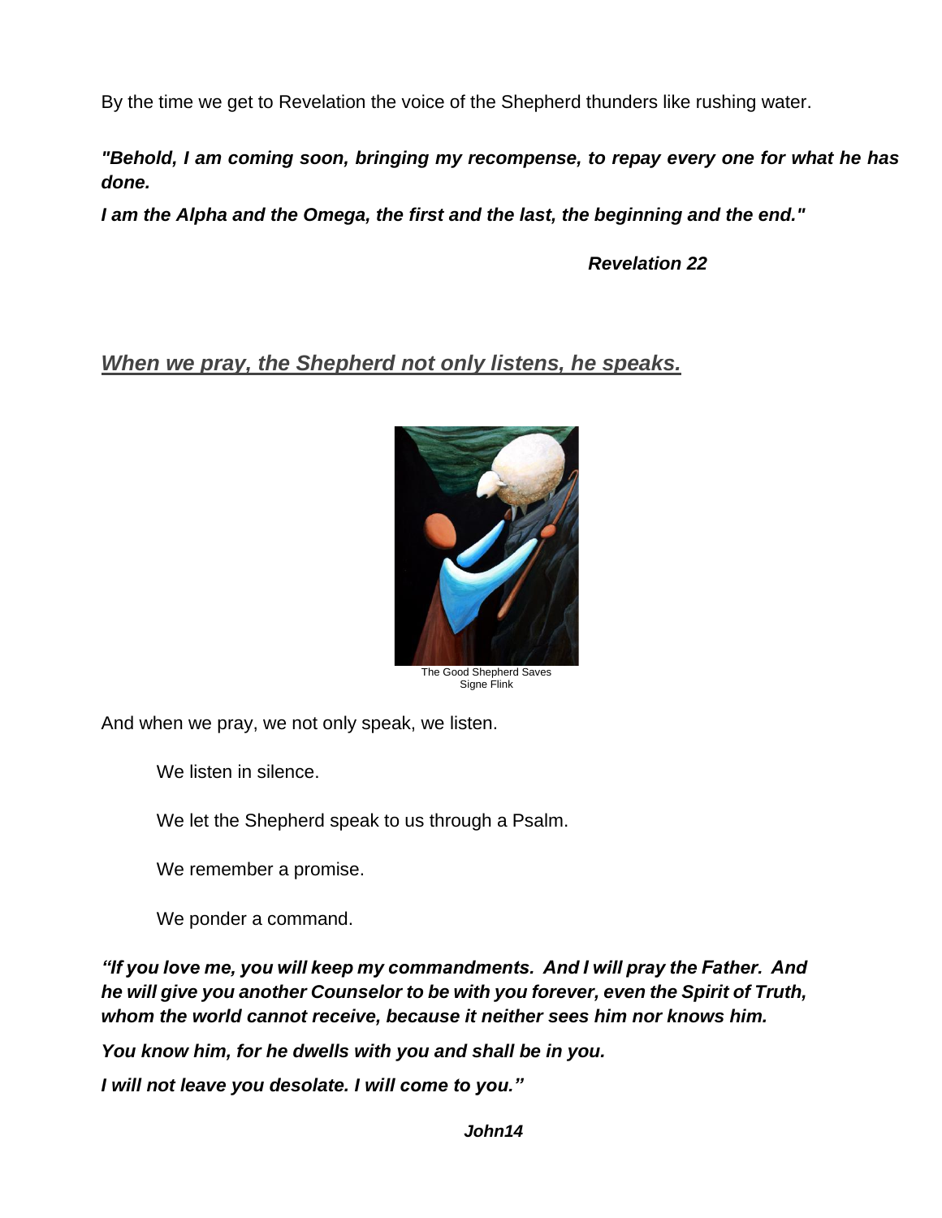By the time we get to Revelation the voice of the Shepherd thunders like rushing water.

***"Behold, I am coming soon, bringing my recompense, to repay every one for what he has done.***

***I am the Alpha and the Omega, the first and the last, the beginning and the end."***

***Revelation 22***

## *When we pray, the Shepherd not only listens, he speaks.*

The Good Shepherd Saves
Signe Flink

And when we pray, we not only speak, we listen.

We listen in silence.

We let the Shepherd speak to us through a Psalm.

We remember a promise.

We ponder a command.

***"If you love me, you will keep my commandments. And I will pray the Father. And he will give you another Counselor to be with you forever, even the Spirit of Truth, whom the world cannot receive, because it neither sees him nor knows him.***

***You know him, for he dwells with you and shall be in you.***

***I will not leave you desolate. I will come to you."***

***John14***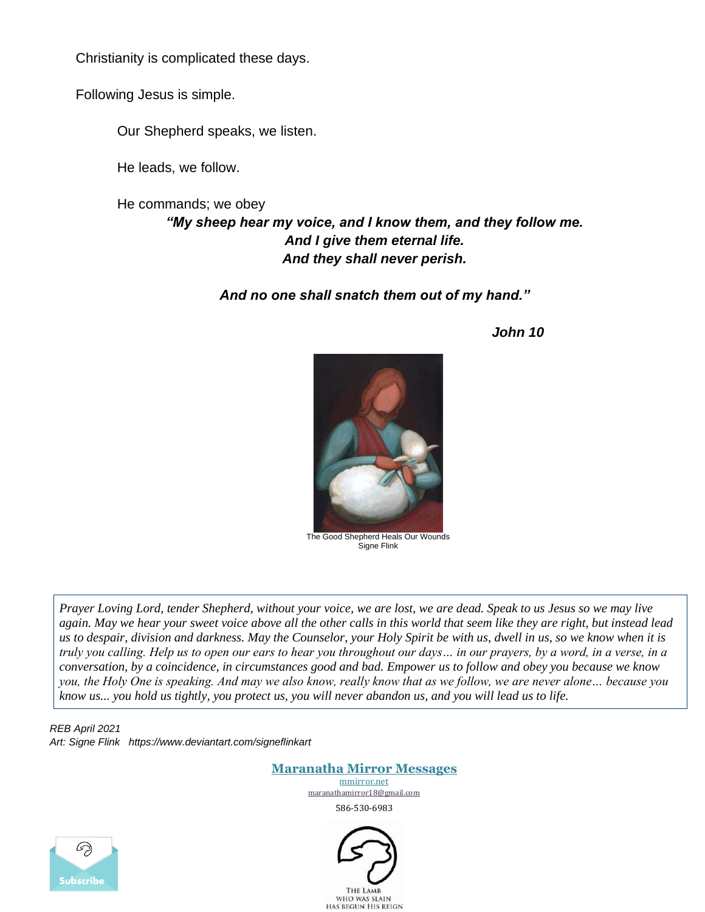Christianity is complicated these days.

Following Jesus is simple.

Our Shepherd speaks, we listen.

He leads, we follow.

He commands; we obey

***"My sheep hear my voice, and I know them, and they follow me.***
***And I give them eternal life.***
***And they shall never perish.***

***And no one shall snatch them out of my hand."***

***John 10***

The Good Shepherd Heals Our Wounds
Signe Flink

*Prayer Loving Lord, tender Shepherd, without your voice, we are lost, we are dead. Speak to us Jesus so we may live again. May we hear your sweet voice above all the other calls in this world that seem like they are right, but instead lead us to despair, division and darkness. May the Counselor, your Holy Spirit be with us, dwell in us, so we know when it is truly you calling. Help us to open our ears to hear you throughout our days… in our prayers, by a word, in a verse, in a conversation, by a coincidence, in circumstances good and bad. Empower us to follow and obey you because we know you, the Holy One is speaking. And may we also know, really know that as we follow, we are never alone… because you know us... you hold us tightly, you protect us, you will never abandon us, and you will lead us to life.*

*REB April 2021*
*Art: Signe Flink https://www.deviantart.com/signeflinkart*

**Maranatha Mirror Messages**
mmirror.net
maranathamirror18@gmail.com
586-530-6983

Subscribe

THE LAMB
WHO WAS SLAIN
HAS BEGUN HIS REIGN